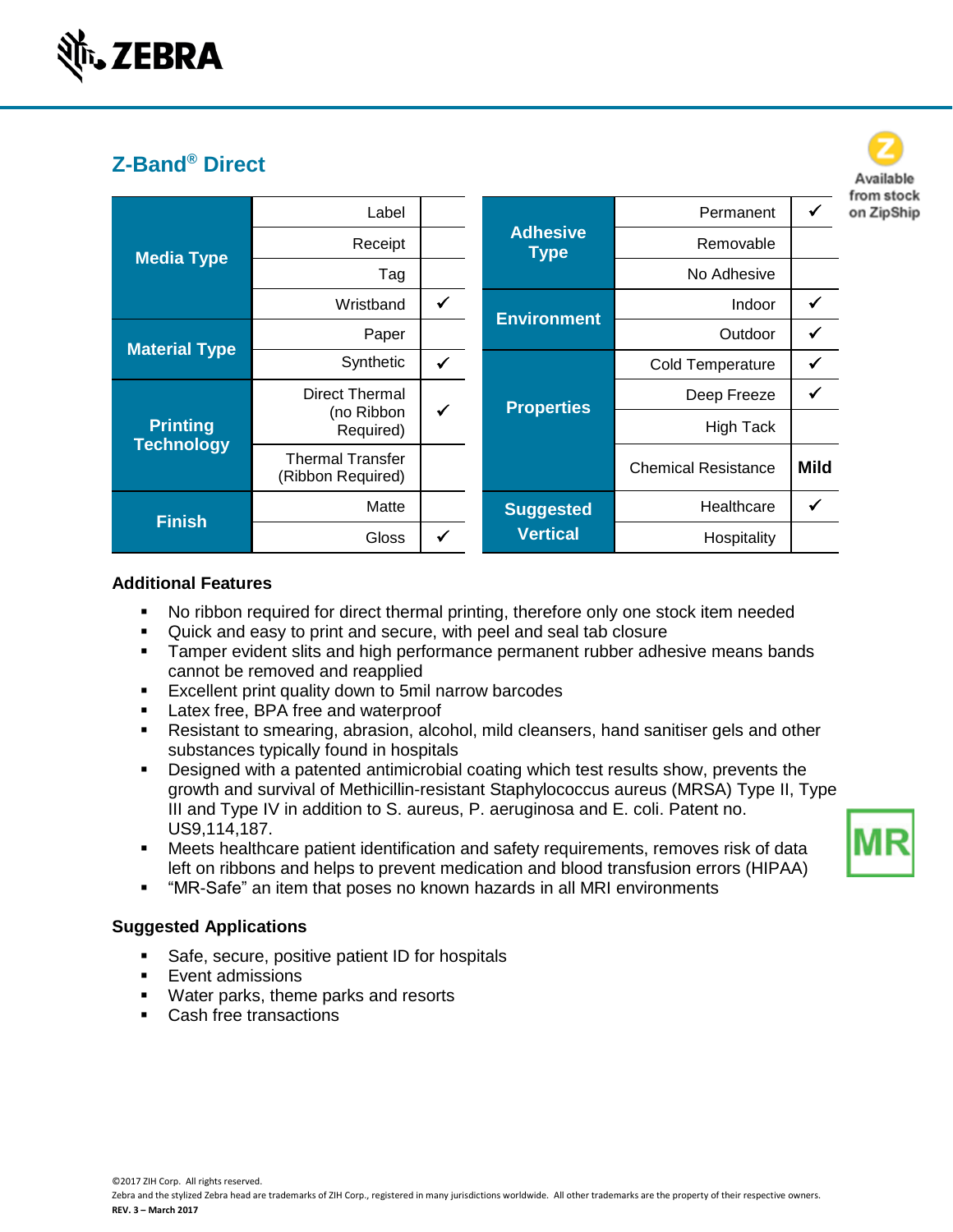ZEBRA

## Z-Band® Direct

Available from stock on ZipShip

| Media Type | | |
|---|---|---|
| Media Type | Label | |
| | Receipt | |
| | Tag | |
| | Wristband | ✓ |
| Material Type | Paper | |
| | Synthetic | ✓ |
| Printing Technology | Direct Thermal (no Ribbon Required) | ✓ |
| | Thermal Transfer (Ribbon Required) | |
| Finish | Matte | |
| | Gloss | ✓ |

| Adhesive Type | | |
|---|---|---|
| Adhesive Type | Permanent | ✓ |
| | Removable | |
| | No Adhesive | |
| Environment | Indoor | ✓ |
| | Outdoor | ✓ |
| Properties | Cold Temperature | ✓ |
| | Deep Freeze | ✓ |
| | High Tack | |
| | Chemical Resistance | Mild |
| Suggested Vertical | Healthcare | ✓ |
| | Hospitality | |

### Additional Features

- No ribbon required for direct thermal printing, therefore only one stock item needed
- Quick and easy to print and secure, with peel and seal tab closure
- Tamper evident slits and high performance permanent rubber adhesive means bands cannot be removed and reapplied
- Excellent print quality down to 5mil narrow barcodes
- Latex free, BPA free and waterproof
- Resistant to smearing, abrasion, alcohol, mild cleansers, hand sanitiser gels and other substances typically found in hospitals
- Designed with a patented antimicrobial coating which test results show, prevents the growth and survival of Methicillin-resistant Staphylococcus aureus (MRSA) Type II, Type III and Type IV in addition to S. aureus, P. aeruginosa and E. coli. Patent no. US9,114,187.
- Meets healthcare patient identification and safety requirements, removes risk of data left on ribbons and helps to prevent medication and blood transfusion errors (HIPAA)
- "MR-Safe" an item that poses no known hazards in all MRI environments

MR

### Suggested Applications

- Safe, secure, positive patient ID for hospitals
- Event admissions
- Water parks, theme parks and resorts
- Cash free transactions

©2017 ZIH Corp. All rights reserved.
Zebra and the stylized Zebra head are trademarks of ZIH Corp., registered in many jurisdictions worldwide. All other trademarks are the property of their respective owners.
**REV. 3 – March 2017**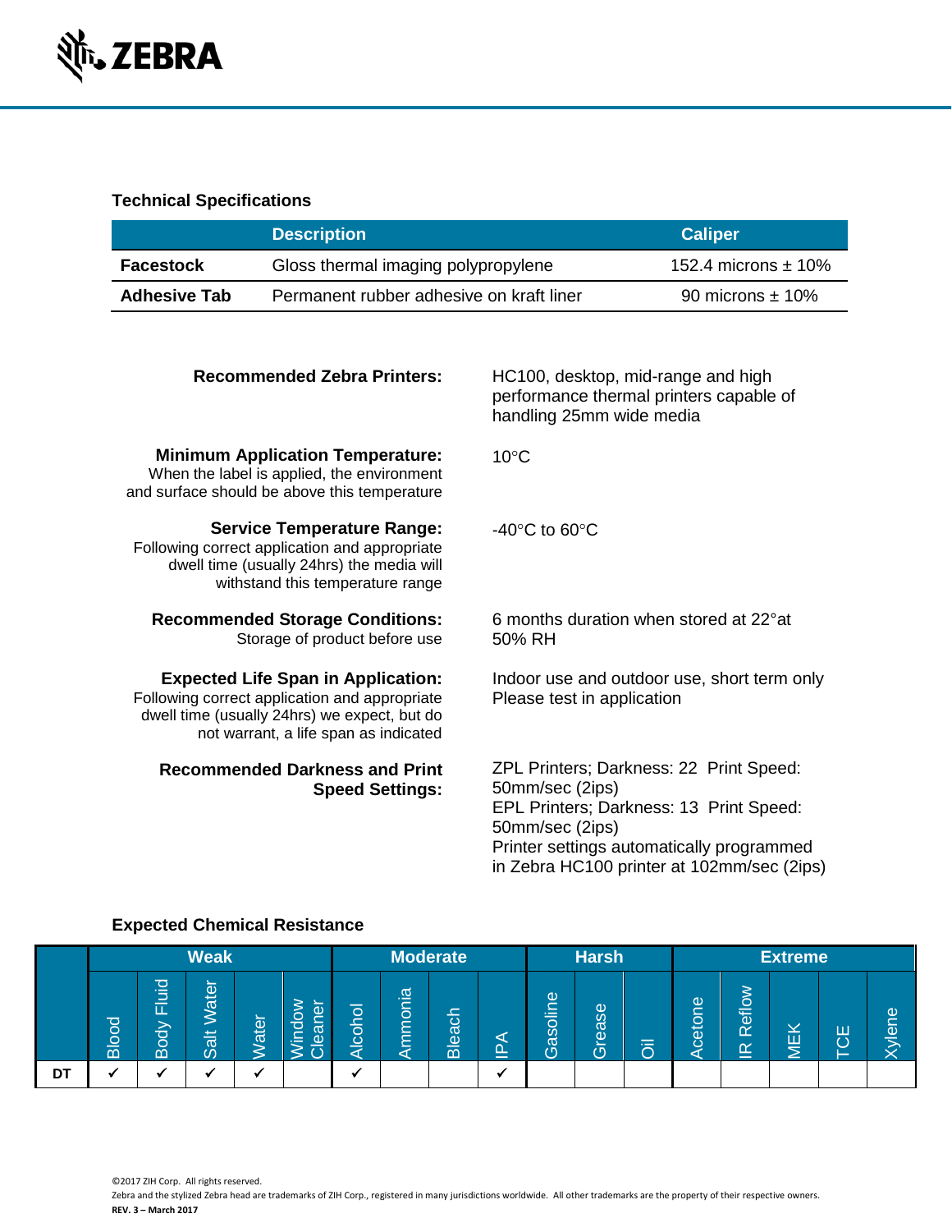### Technical Specifications

| | Description | Caliper |
|---|---|---|
| **Facestock** | Gloss thermal imaging polypropylene | 152.4 microns ± 10% |
| **Adhesive Tab** | Permanent rubber adhesive on kraft liner | 90 microns ± 10% |

**Recommended Zebra Printers:** HC100, desktop, mid-range and high performance thermal printers capable of handling 25mm wide media

**Minimum Application Temperature:** 10°C
When the label is applied, the environment and surface should be above this temperature

**Service Temperature Range:** -40°C to 60°C
Following correct application and appropriate dwell time (usually 24hrs) the media will withstand this temperature range

**Recommended Storage Conditions:** 6 months duration when stored at 22°at 50% RH
Storage of product before use

**Expected Life Span in Application:** Indoor use and outdoor use, short term only
Please test in application
Following correct application and appropriate dwell time (usually 24hrs) we expect, but do not warrant, a life span as indicated

**Recommended Darkness and Print Speed Settings:**
ZPL Printers; Darkness: 22 Print Speed: 50mm/sec (2ips)
EPL Printers; Darkness: 13 Print Speed: 50mm/sec (2ips)
Printer settings automatically programmed in Zebra HC100 printer at 102mm/sec (2ips)

### Expected Chemical Resistance

| | Weak | | | | | Moderate | | | | Harsh | | | Extreme | | | | |
|---|---|---|---|---|---|---|---|---|---|---|---|---|---|---|---|---|---|
| | Blood | Body Fluid | Salt Water | Water | Window Cleaner | Alcohol | Ammonia | Bleach | IPA | Gasoline | Grease | Oil | Acetone | IR Reflow | MEK | TCE | Xylene |
| **DT** | ✓ | ✓ | ✓ | ✓ | | ✓ | | | ✓ | | | | | | | | |

©2017 ZIH Corp. All rights reserved.
Zebra and the stylized Zebra head are trademarks of ZIH Corp., registered in many jurisdictions worldwide. All other trademarks are the property of their respective owners.
**REV. 3 – March 2017**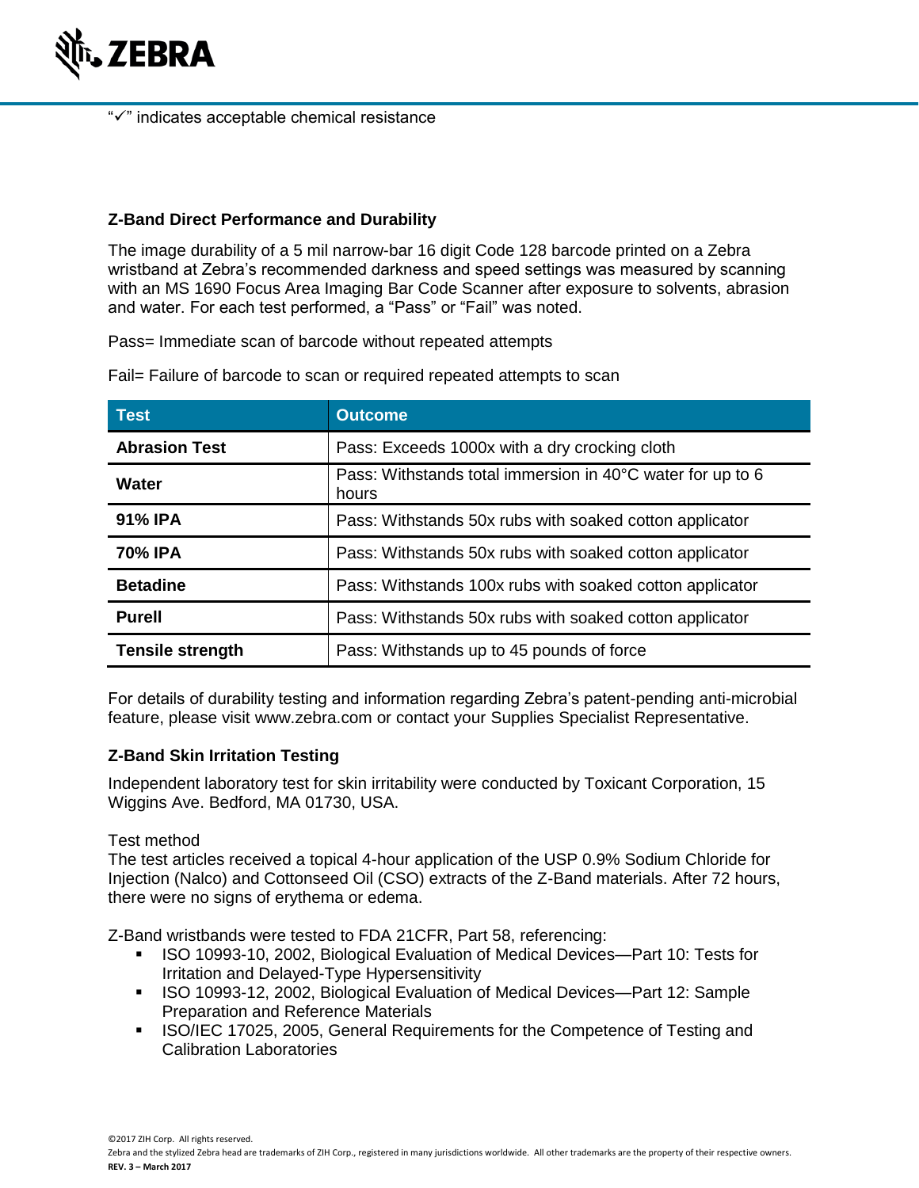"✓" indicates acceptable chemical resistance

**Z-Band Direct Performance and Durability**

The image durability of a 5 mil narrow-bar 16 digit Code 128 barcode printed on a Zebra wristband at Zebra's recommended darkness and speed settings was measured by scanning with an MS 1690 Focus Area Imaging Bar Code Scanner after exposure to solvents, abrasion and water. For each test performed, a "Pass" or "Fail" was noted.

Pass= Immediate scan of barcode without repeated attempts

Fail= Failure of barcode to scan or required repeated attempts to scan

| Test | Outcome |
|---|---|
| **Abrasion Test** | Pass: Exceeds 1000x with a dry crocking cloth |
| **Water** | Pass: Withstands total immersion in 40°C water for up to 6 hours |
| **91% IPA** | Pass: Withstands 50x rubs with soaked cotton applicator |
| **70% IPA** | Pass: Withstands 50x rubs with soaked cotton applicator |
| **Betadine** | Pass: Withstands 100x rubs with soaked cotton applicator |
| **Purell** | Pass: Withstands 50x rubs with soaked cotton applicator |
| **Tensile strength** | Pass: Withstands up to 45 pounds of force |

For details of durability testing and information regarding Zebra's patent-pending anti-microbial feature, please visit www.zebra.com or contact your Supplies Specialist Representative.

**Z-Band Skin Irritation Testing**

Independent laboratory test for skin irritability were conducted by Toxicant Corporation, 15 Wiggins Ave. Bedford, MA 01730, USA.

Test method
The test articles received a topical 4-hour application of the USP 0.9% Sodium Chloride for Injection (Nalco) and Cottonseed Oil (CSO) extracts of the Z-Band materials. After 72 hours, there were no signs of erythema or edema.

Z-Band wristbands were tested to FDA 21CFR, Part 58, referencing:

- ISO 10993-10, 2002, Biological Evaluation of Medical Devices—Part 10: Tests for Irritation and Delayed-Type Hypersensitivity
- ISO 10993-12, 2002, Biological Evaluation of Medical Devices—Part 12: Sample Preparation and Reference Materials
- ISO/IEC 17025, 2005, General Requirements for the Competence of Testing and Calibration Laboratories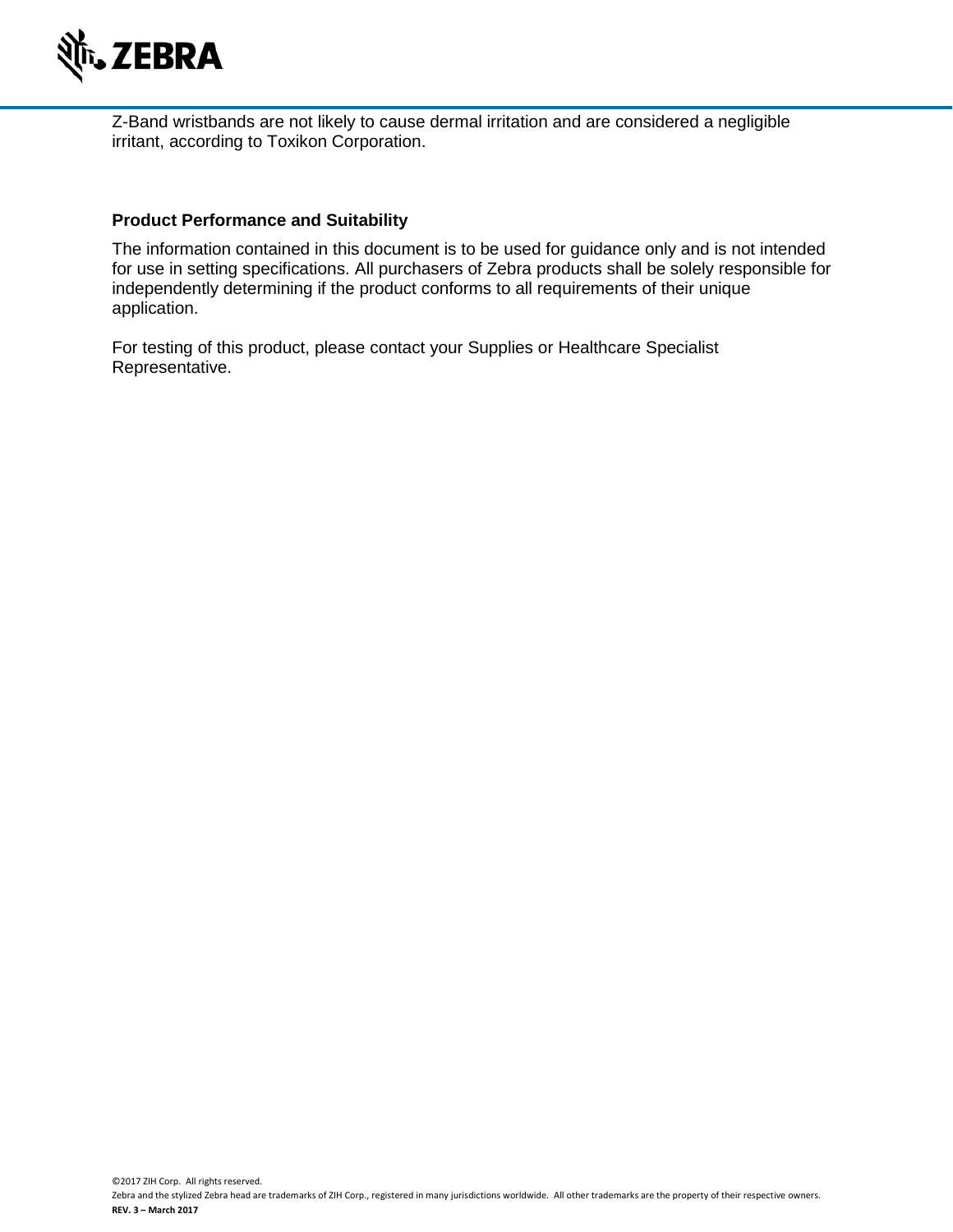Z-Band wristbands are not likely to cause dermal irritation and are considered a negligible irritant, according to Toxikon Corporation.

### Product Performance and Suitability

The information contained in this document is to be used for guidance only and is not intended for use in setting specifications. All purchasers of Zebra products shall be solely responsible for independently determining if the product conforms to all requirements of their unique application.

For testing of this product, please contact your Supplies or Healthcare Specialist Representative.